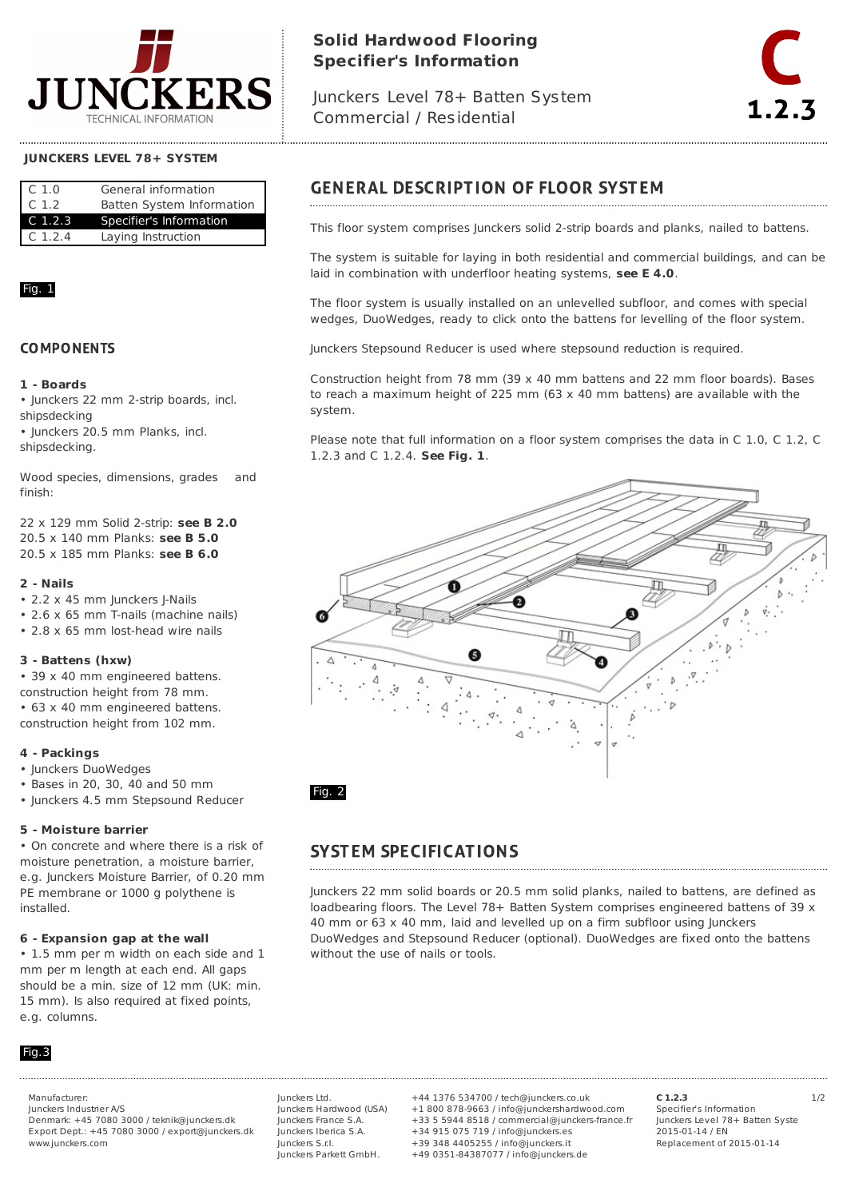# Solid Hardwood Flooring Specifier's Information

Junckers Level 78+ Batten System
Commercial / Residential

**C 1.2.3**

**JUNCKERS LEVEL 78+ SYSTEM**

| | |
|---|---|
| C 1.0 | General information |
| C 1.2 | Batten System Information |
| C 1.2.3 | Specifier's Information |
| C 1.2.4 | Laying Instruction |

Fig. 1

## COMPONENTS

**1 - Boards**

- Junckers 22 mm 2-strip boards, incl. shipsdecking
- Junckers 20.5 mm Planks, incl. shipsdecking.

Wood species, dimensions, grades and finish:

22 x 129 mm Solid 2-strip: **see B 2.0**
20.5 x 140 mm Planks: **see B 5.0**
20.5 x 185 mm Planks: **see B 6.0**

**2 - Nails**

- 2.2 x 45 mm Junckers J-Nails
- 2.6 x 65 mm T-nails (machine nails)
- 2.8 x 65 mm lost-head wire nails

**3 - Battens (hxw)**

- 39 x 40 mm engineered battens. construction height from 78 mm.
- 63 x 40 mm engineered battens. construction height from 102 mm.

**4 - Packings**

- Junckers DuoWedges
- Bases in 20, 30, 40 and 50 mm
- Junckers 4.5 mm Stepsound Reducer

**5 - Moisture barrier**

- On concrete and where there is a risk of moisture penetration, a moisture barrier, e.g. Junckers Moisture Barrier, of 0.20 mm PE membrane or 1000 g polythene is installed.

**6 - Expansion gap at the wall**

- 1.5 mm per m width on each side and 1 mm per m length at each end. All gaps should be a min. size of 12 mm (UK: min. 15 mm). Is also required at fixed points, e.g. columns.

Fig.3

## GENERAL DESCRIPTION OF FLOOR SYSTEM

This floor system comprises Junckers solid 2-strip boards and planks, nailed to battens.

The system is suitable for laying in both residential and commercial buildings, and can be laid in combination with underfloor heating systems, **see E 4.0**.

The floor system is usually installed on an unlevelled subfloor, and comes with special wedges, DuoWedges, ready to click onto the battens for levelling of the floor system.

Junckers Stepsound Reducer is used where stepsound reduction is required.

Construction height from 78 mm (39 x 40 mm battens and 22 mm floor boards). Bases to reach a maximum height of 225 mm (63 x 40 mm battens) are available with the system.

Please note that full information on a floor system comprises the data in C 1.0, C 1.2, C 1.2.3 and C 1.2.4. **See Fig. 1**.

Fig. 2

## SYSTEM SPECIFICATIONS

Junckers 22 mm solid boards or 20.5 mm solid planks, nailed to battens, are defined as loadbearing floors. The Level 78+ Batten System comprises engineered battens of 39 x 40 mm or 63 x 40 mm, laid and levelled up on a firm subfloor using Junckers DuoWedges and Stepsound Reducer (optional). DuoWedges are fixed onto the battens without the use of nails or tools.

Manufacturer:
Junckers Industrier A/S
Denmark: +45 7080 3000 / teknik@junckers.dk
Export Dept.: +45 7080 3000 / export@junckers.dk
www.junckers.com

| | |
|---|---|
| Junckers Ltd. | +44 1376 534700 / tech@junckers.co.uk |
| Junckers Hardwood (USA) | +1 800 878-9663 / info@junckershardwood.com |
| Junckers France S.A. | +33 5 5944 8518 / commercial@junckers-france.fr |
| Junckers Iberica S.A. | +34 915 075 719 / info@junckers.es |
| Junckers S.rl. | +39 348 4405255 / info@junckers.it |
| Junckers Parkett GmbH. | +49 0351-84387077 / info@junckers.de |

**C 1.2.3**
Specifier's Information
Junckers Level 78+ Batten Syste
2015-01-14 / EN
Replacement of 2015-01-14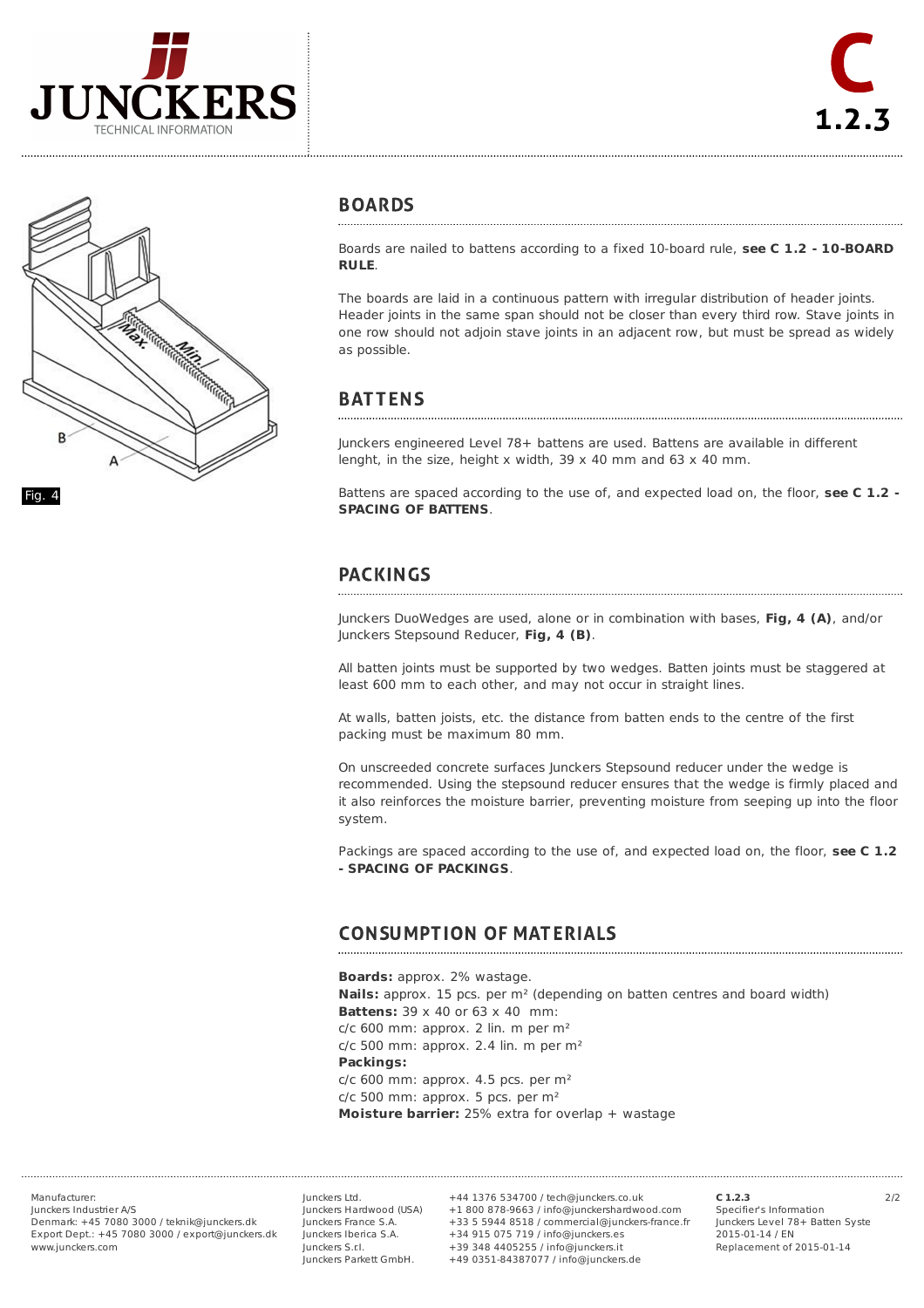## BOARDS

Boards are nailed to battens according to a fixed 10-board rule, **see C 1.2 - 10-BOARD RULE**.

The boards are laid in a continuous pattern with irregular distribution of header joints. Header joints in the same span should not be closer than every third row. Stave joints in one row should not adjoin stave joints in an adjacent row, but must be spread as widely as possible.

## BATTENS

Junckers engineered Level 78+ battens are used. Battens are available in different lenght, in the size, height x width, 39 x 40 mm and 63 x 40 mm.

Battens are spaced according to the use of, and expected load on, the floor, **see C 1.2 - SPACING OF BATTENS**.

Fig. 4

## PACKINGS

Junckers DuoWedges are used, alone or in combination with bases, **Fig, 4 (A)**, and/or Junckers Stepsound Reducer, **Fig, 4 (B)**.

All batten joints must be supported by two wedges. Batten joints must be staggered at least 600 mm to each other, and may not occur in straight lines.

At walls, batten joists, etc. the distance from batten ends to the centre of the first packing must be maximum 80 mm.

On unscreeded concrete surfaces Junckers Stepsound reducer under the wedge is recommended. Using the stepsound reducer ensures that the wedge is firmly placed and it also reinforces the moisture barrier, preventing moisture from seeping up into the floor system.

Packings are spaced according to the use of, and expected load on, the floor, **see C 1.2 - SPACING OF PACKINGS**.

## CONSUMPTION OF MATERIALS

**Boards:** approx. 2% wastage.
**Nails:** approx. 15 pcs. per m² (depending on batten centres and board width)
**Battens:** 39 x 40 or 63 x 40 mm:
c/c 600 mm: approx. 2 lin. m per m²
c/c 500 mm: approx. 2.4 lin. m per m²
**Packings:**
c/c 600 mm: approx. 4.5 pcs. per m²
c/c 500 mm: approx. 5 pcs. per m²
**Moisture barrier:** 25% extra for overlap + wastage